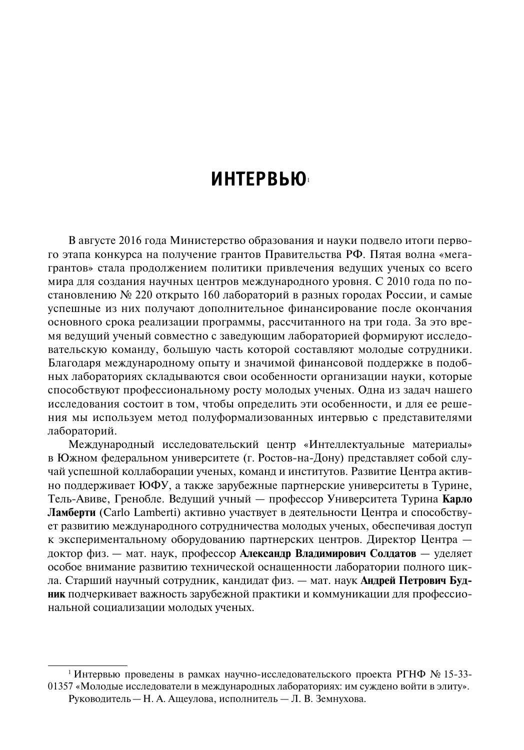# ИНТЕРВЬЮ[1]

В августе 2016 года Министерство образования и науки подвело итоги первого этапа конкурса на получение грантов Правительства РФ. Пятая волна «мегагрантов» стала продолжением политики привлечения ведущих ученых со всего мира для создания научных центров международного уровня. С 2010 года по постановлению № 220 открыто 160 лабораторий в разных городах России, и самые успешные из них получают дополнительное финансирование после окончания основного срока реализации программы, рассчитанного на три года. За это время ведущий ученый совместно с заведующим лабораторией формируют исследовательскую команду, большую часть которой составляют молодые сотрудники. Благодаря международному опыту и значимой финансовой поддержке в подобных лабораториях складываются свои особенности организации науки, которые способствуют профессиональному росту молодых ученых. Одна из задач нашего исследования состоит в том, чтобы определить эти особенности, и для ее решения мы используем метод полуформализованных интервью с представителями лабораторий.

Международный исследовательский центр «Интеллектуальные материалы» в Южном федеральном университете (г. Ростов-на-Дону) представляет собой случай успешной коллаборации ученых, команд и институтов. Развитие Центра активно поддерживает ЮФУ, а также зарубежные партнерские университеты в Турине, Тель-Авиве, Гренобле. Ведущий учный — профессор Университета Турина **Карло Ламберти** (Carlo Lamberti) активно участвует в деятельности Центра и способствует развитию международного сотрудничества молодых ученых, обеспечивая доступ к экспериментальному оборудованию партнерских центров. Директор Центра — доктор физ. — мат. наук, профессор **Александр Владимирович Солдатов** — уделяет особое внимание развитию технической оснащенности лаборатории полного цикла. Старший научный сотрудник, кандидат физ. — мат. наук **Андрей Петрович Будник** подчеркивает важность зарубежной практики и коммуникации для профессиональной социализации молодых ученых.

---

[1] Интервью проведены в рамках научно-исследовательского проекта РГНФ № 15-33-01357 «Молодые исследователи в международных лабораториях: им суждено войти в элиту».

Руководитель — Н. А. Ащеулова, исполнитель — Л. В. Земнухова.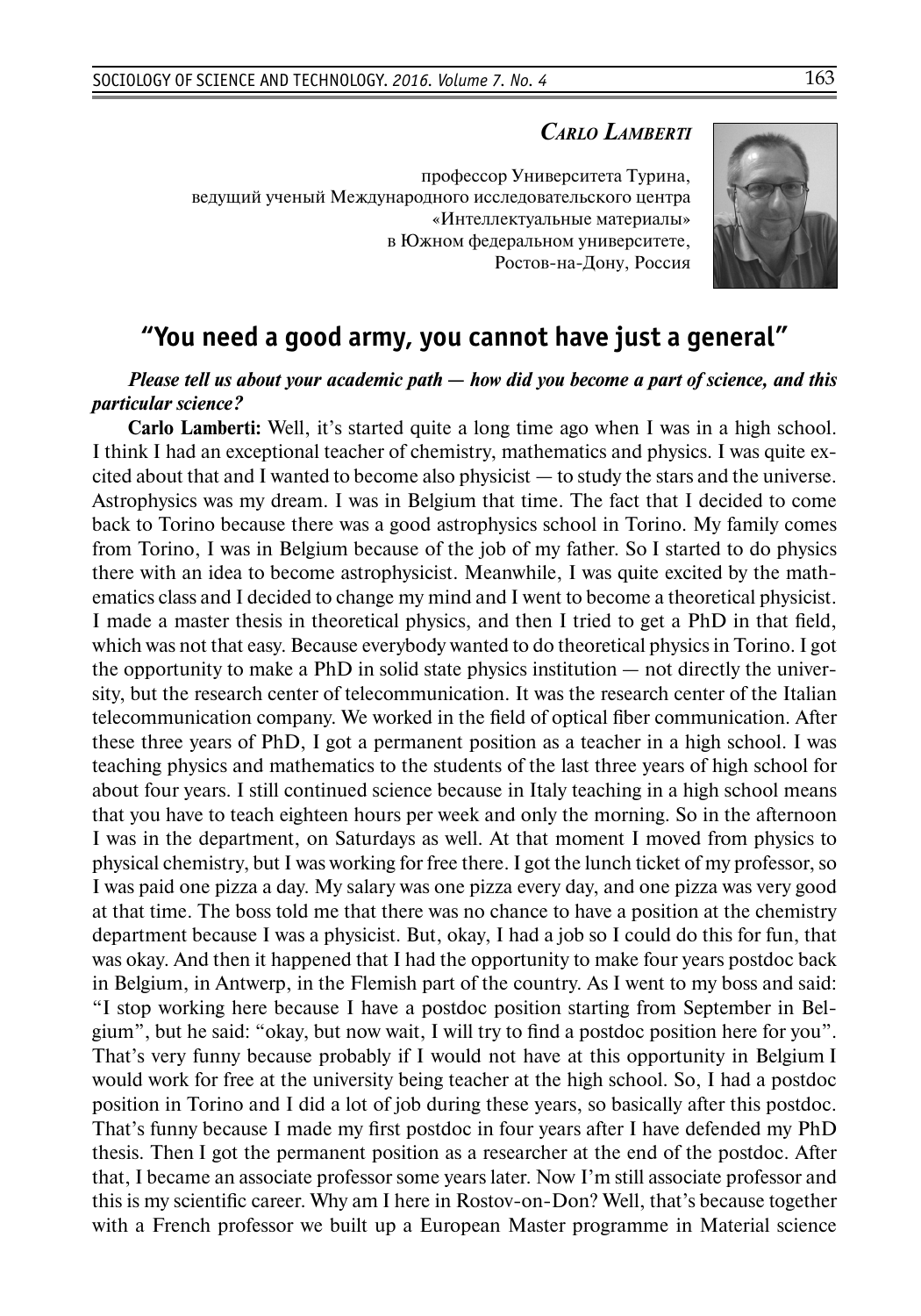*Carlo Lamberti*

профессор Университета Турина,
ведущий ученый Международного исследовательского центра
«Интеллектуальные материалы»
в Южном федеральном университете,
Ростов-на-Дону, Россия

## "You need a good army, you cannot have just a general"

***Please tell us about your academic path — how did you become a part of science, and this particular science?***

**Carlo Lamberti:** Well, it's started quite a long time ago when I was in a high school. I think I had an exceptional teacher of chemistry, mathematics and physics. I was quite excited about that and I wanted to become also physicist — to study the stars and the universe. Astrophysics was my dream. I was in Belgium that time. The fact that I decided to come back to Torino because there was a good astrophysics school in Torino. My family comes from Torino, I was in Belgium because of the job of my father. So I started to do physics there with an idea to become astrophysicist. Meanwhile, I was quite excited by the mathematics class and I decided to change my mind and I went to become a theoretical physicist. I made a master thesis in theoretical physics, and then I tried to get a PhD in that field, which was not that easy. Because everybody wanted to do theoretical physics in Torino. I got the opportunity to make a PhD in solid state physics institution — not directly the university, but the research center of telecommunication. It was the research center of the Italian telecommunication company. We worked in the field of optical fiber communication. After these three years of PhD, I got a permanent position as a teacher in a high school. I was teaching physics and mathematics to the students of the last three years of high school for about four years. I still continued science because in Italy teaching in a high school means that you have to teach eighteen hours per week and only the morning. So in the afternoon I was in the department, on Saturdays as well. At that moment I moved from physics to physical chemistry, but I was working for free there. I got the lunch ticket of my professor, so I was paid one pizza a day. My salary was one pizza every day, and one pizza was very good at that time. The boss told me that there was no chance to have a position at the chemistry department because I was a physicist. But, okay, I had a job so I could do this for fun, that was okay. And then it happened that I had the opportunity to make four years postdoc back in Belgium, in Antwerp, in the Flemish part of the country. As I went to my boss and said: "I stop working here because I have a postdoc position starting from September in Belgium", but he said: "okay, but now wait, I will try to find a postdoc position here for you". That's very funny because probably if I would not have at this opportunity in Belgium I would work for free at the university being teacher at the high school. So, I had a postdoc position in Torino and I did a lot of job during these years, so basically after this postdoc. That's funny because I made my first postdoc in four years after I have defended my PhD thesis. Then I got the permanent position as a researcher at the end of the postdoc. After that, I became an associate professor some years later. Now I'm still associate professor and this is my scientific career. Why am I here in Rostov-on-Don? Well, that's because together with a French professor we built up a European Master programme in Material science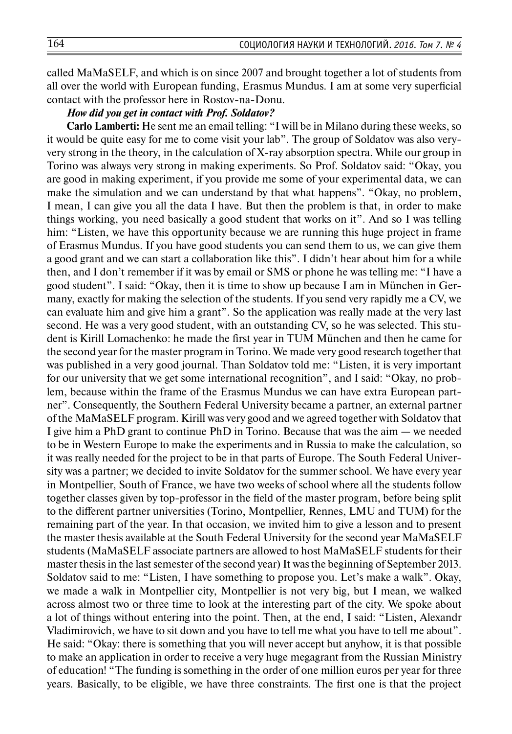called MaMaSELF, and which is on since 2007 and brought together a lot of students from all over the world with European funding, Erasmus Mundus. I am at some very superficial contact with the professor here in Rostov-na-Donu.

***How did you get in contact with Prof. Soldatov?***

**Carlo Lamberti:** He sent me an email telling: "I will be in Milano during these weeks, so it would be quite easy for me to come visit your lab". The group of Soldatov was also very-very strong in the theory, in the calculation of X-ray absorption spectra. While our group in Torino was always very strong in making experiments. So Prof. Soldatov said: "Okay, you are good in making experiment, if you provide me some of your experimental data, we can make the simulation and we can understand by that what happens". "Okay, no problem, I mean, I can give you all the data I have. But then the problem is that, in order to make things working, you need basically a good student that works on it". And so I was telling him: "Listen, we have this opportunity because we are running this huge project in frame of Erasmus Mundus. If you have good students you can send them to us, we can give them a good grant and we can start a collaboration like this". I didn't hear about him for a while then, and I don't remember if it was by email or SMS or phone he was telling me: "I have a good student". I said: "Okay, then it is time to show up because I am in München in Germany, exactly for making the selection of the students. If you send very rapidly me a CV, we can evaluate him and give him a grant". So the application was really made at the very last second. He was a very good student, with an outstanding CV, so he was selected. This student is Kirill Lomachenko: he made the first year in TUM München and then he came for the second year for the master program in Torino. We made very good research together that was published in a very good journal. Than Soldatov told me: "Listen, it is very important for our university that we get some international recognition", and I said: "Okay, no problem, because within the frame of the Erasmus Mundus we can have extra European partner". Consequently, the Southern Federal University became a partner, an external partner of the MaMaSELF program. Kirill was very good and we agreed together with Soldatov that I give him a PhD grant to continue PhD in Torino. Because that was the aim — we needed to be in Western Europe to make the experiments and in Russia to make the calculation, so it was really needed for the project to be in that parts of Europe. The South Federal University was a partner; we decided to invite Soldatov for the summer school. We have every year in Montpellier, South of France, we have two weeks of school where all the students follow together classes given by top-professor in the field of the master program, before being split to the different partner universities (Torino, Montpellier, Rennes, LMU and TUM) for the remaining part of the year. In that occasion, we invited him to give a lesson and to present the master thesis available at the South Federal University for the second year MaMaSELF students (MaMaSELF associate partners are allowed to host MaMaSELF students for their master thesis in the last semester of the second year) It was the beginning of September 2013. Soldatov said to me: "Listen, I have something to propose you. Let's make a walk". Okay, we made a walk in Montpellier city, Montpellier is not very big, but I mean, we walked across almost two or three time to look at the interesting part of the city. We spoke about a lot of things without entering into the point. Then, at the end, I said: "Listen, Alexandr Vladimirovich, we have to sit down and you have to tell me what you have to tell me about". He said: "Okay: there is something that you will never accept but anyhow, it is that possible to make an application in order to receive a very huge megagrant from the Russian Ministry of education! "The funding is something in the order of one million euros per year for three years. Basically, to be eligible, we have three constraints. The first one is that the project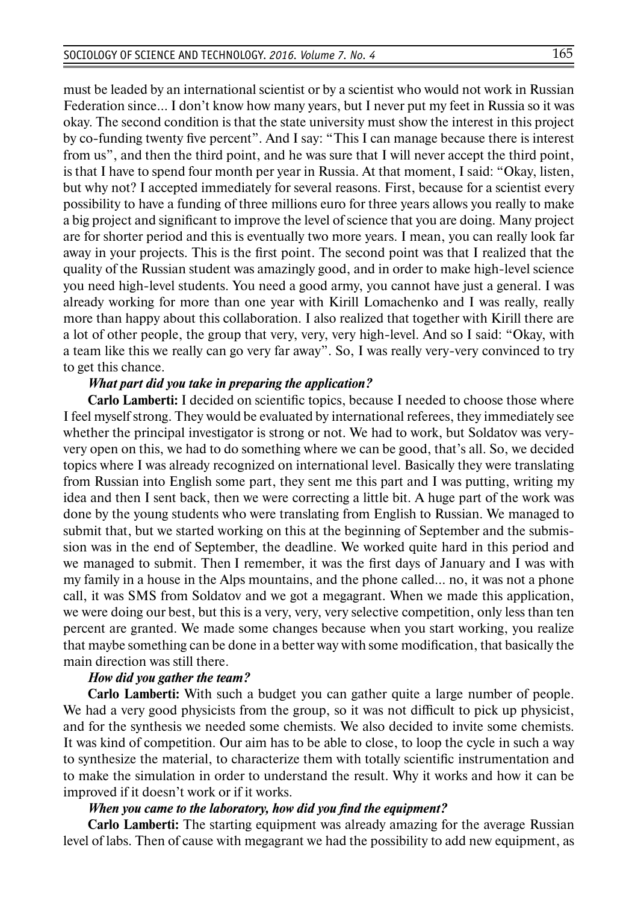must be leaded by an international scientist or by a scientist who would not work in Russian Federation since... I don't know how many years, but I never put my feet in Russia so it was okay. The second condition is that the state university must show the interest in this project by co-funding twenty five percent". And I say: "This I can manage because there is interest from us", and then the third point, and he was sure that I will never accept the third point, is that I have to spend four month per year in Russia. At that moment, I said: "Okay, listen, but why not? I accepted immediately for several reasons. First, because for a scientist every possibility to have a funding of three millions euro for three years allows you really to make a big project and significant to improve the level of science that you are doing. Many project are for shorter period and this is eventually two more years. I mean, you can really look far away in your projects. This is the first point. The second point was that I realized that the quality of the Russian student was amazingly good, and in order to make high-level science you need high-level students. You need a good army, you cannot have just a general. I was already working for more than one year with Kirill Lomachenko and I was really, really more than happy about this collaboration. I also realized that together with Kirill there are a lot of other people, the group that very, very, very high-level. And so I said: "Okay, with a team like this we really can go very far away". So, I was really very-very convinced to try to get this chance.

***What part did you take in preparing the application?***

**Carlo Lamberti:** I decided on scientific topics, because I needed to choose those where I feel myself strong. They would be evaluated by international referees, they immediately see whether the principal investigator is strong or not. We had to work, but Soldatov was very-very open on this, we had to do something where we can be good, that's all. So, we decided topics where I was already recognized on international level. Basically they were translating from Russian into English some part, they sent me this part and I was putting, writing my idea and then I sent back, then we were correcting a little bit. A huge part of the work was done by the young students who were translating from English to Russian. We managed to submit that, but we started working on this at the beginning of September and the submission was in the end of September, the deadline. We worked quite hard in this period and we managed to submit. Then I remember, it was the first days of January and I was with my family in a house in the Alps mountains, and the phone called... no, it was not a phone call, it was SMS from Soldatov and we got a megagrant. When we made this application, we were doing our best, but this is a very, very, very selective competition, only less than ten percent are granted. We made some changes because when you start working, you realize that maybe something can be done in a better way with some modification, that basically the main direction was still there.

***How did you gather the team?***

**Carlo Lamberti:** With such a budget you can gather quite a large number of people. We had a very good physicists from the group, so it was not difficult to pick up physicist, and for the synthesis we needed some chemists. We also decided to invite some chemists. It was kind of competition. Our aim has to be able to close, to loop the cycle in such a way to synthesize the material, to characterize them with totally scientific instrumentation and to make the simulation in order to understand the result. Why it works and how it can be improved if it doesn't work or if it works.

***When you came to the laboratory, how did you find the equipment?***

**Carlo Lamberti:** The starting equipment was already amazing for the average Russian level of labs. Then of cause with megagrant we had the possibility to add new equipment, as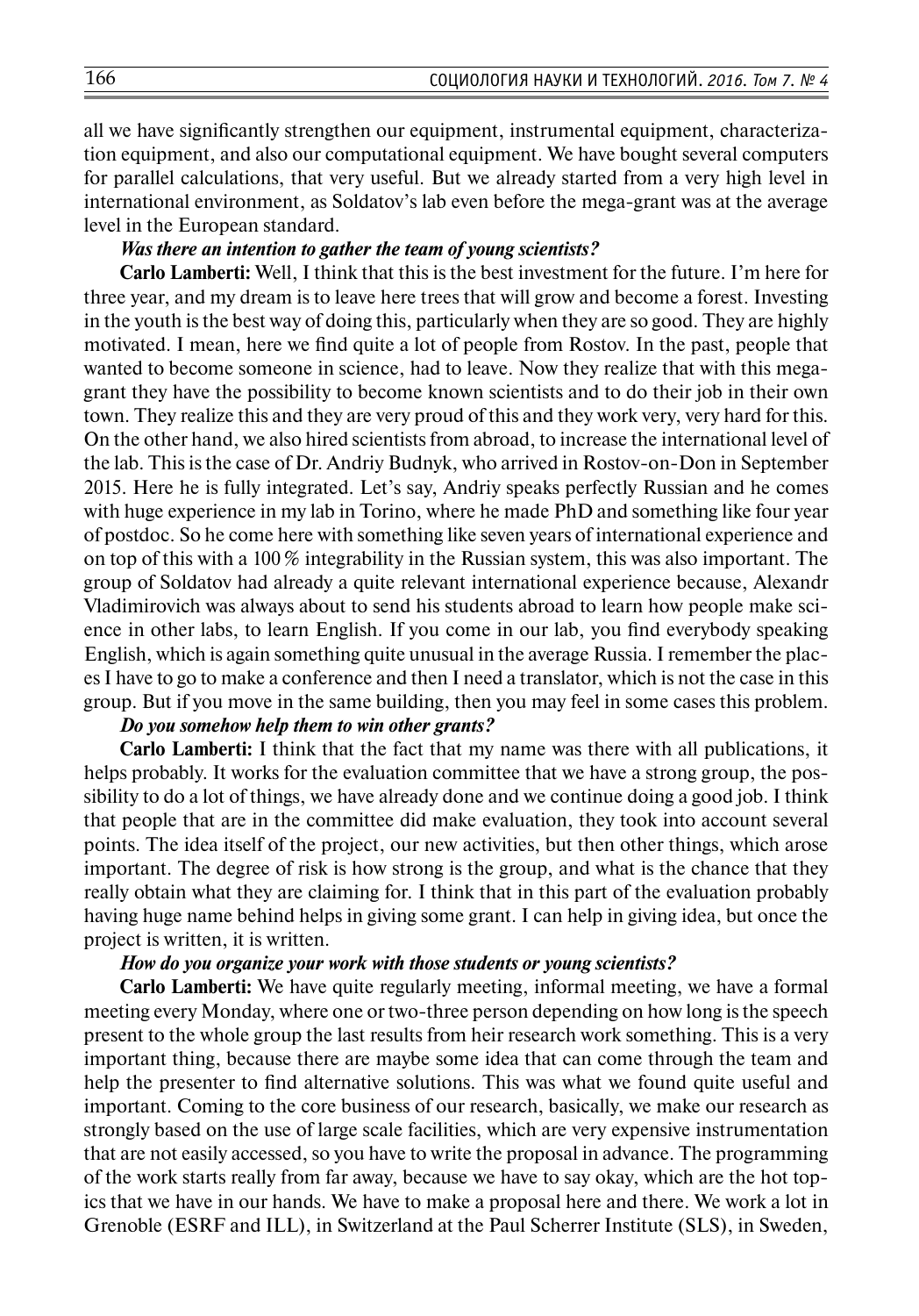all we have significantly strengthen our equipment, instrumental equipment, characterization equipment, and also our computational equipment. We have bought several computers for parallel calculations, that very useful. But we already started from a very high level in international environment, as Soldatov's lab even before the mega-grant was at the average level in the European standard.

***Was there an intention to gather the team of young scientists?***

**Carlo Lamberti:** Well, I think that this is the best investment for the future. I'm here for three year, and my dream is to leave here trees that will grow and become a forest. Investing in the youth is the best way of doing this, particularly when they are so good. They are highly motivated. I mean, here we find quite a lot of people from Rostov. In the past, people that wanted to become someone in science, had to leave. Now they realize that with this mega-grant they have the possibility to become known scientists and to do their job in their own town. They realize this and they are very proud of this and they work very, very hard for this. On the other hand, we also hired scientists from abroad, to increase the international level of the lab. This is the case of Dr. Andriy Budnyk, who arrived in Rostov-on-Don in September 2015. Here he is fully integrated. Let's say, Andriy speaks perfectly Russian and he comes with huge experience in my lab in Torino, where he made PhD and something like four year of postdoc. So he come here with something like seven years of international experience and on top of this with a 100% integrability in the Russian system, this was also important. The group of Soldatov had already a quite relevant international experience because, Alexandr Vladimirovich was always about to send his students abroad to learn how people make science in other labs, to learn English. If you come in our lab, you find everybody speaking English, which is again something quite unusual in the average Russia. I remember the places I have to go to make a conference and then I need a translator, which is not the case in this group. But if you move in the same building, then you may feel in some cases this problem.

***Do you somehow help them to win other grants?***

**Carlo Lamberti:** I think that the fact that my name was there with all publications, it helps probably. It works for the evaluation committee that we have a strong group, the possibility to do a lot of things, we have already done and we continue doing a good job. I think that people that are in the committee did make evaluation, they took into account several points. The idea itself of the project, our new activities, but then other things, which arose important. The degree of risk is how strong is the group, and what is the chance that they really obtain what they are claiming for. I think that in this part of the evaluation probably having huge name behind helps in giving some grant. I can help in giving idea, but once the project is written, it is written.

***How do you organize your work with those students or young scientists?***

**Carlo Lamberti:** We have quite regularly meeting, informal meeting, we have a formal meeting every Monday, where one or two-three person depending on how long is the speech present to the whole group the last results from heir research work something. This is a very important thing, because there are maybe some idea that can come through the team and help the presenter to find alternative solutions. This was what we found quite useful and important. Coming to the core business of our research, basically, we make our research as strongly based on the use of large scale facilities, which are very expensive instrumentation that are not easily accessed, so you have to write the proposal in advance. The programming of the work starts really from far away, because we have to say okay, which are the hot topics that we have in our hands. We have to make a proposal here and there. We work a lot in Grenoble (ESRF and ILL), in Switzerland at the Paul Scherrer Institute (SLS), in Sweden,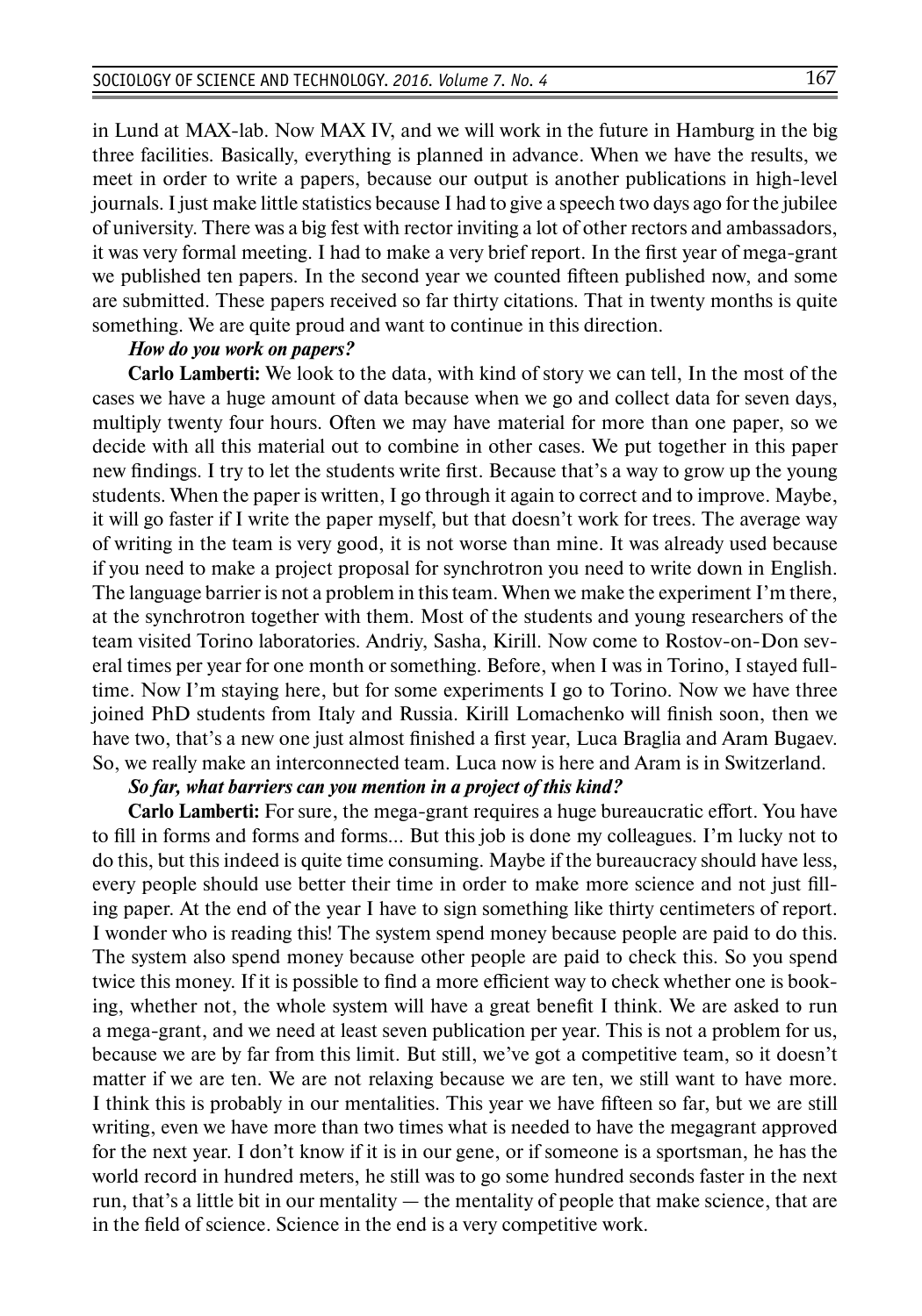in Lund at MAX-lab. Now MAX IV, and we will work in the future in Hamburg in the big three facilities. Basically, everything is planned in advance. When we have the results, we meet in order to write a papers, because our output is another publications in high-level journals. I just make little statistics because I had to give a speech two days ago for the jubilee of university. There was a big fest with rector inviting a lot of other rectors and ambassadors, it was very formal meeting. I had to make a very brief report. In the first year of mega-grant we published ten papers. In the second year we counted fifteen published now, and some are submitted. These papers received so far thirty citations. That in twenty months is quite something. We are quite proud and want to continue in this direction.

***How do you work on papers?***

**Carlo Lamberti:** We look to the data, with kind of story we can tell, In the most of the cases we have a huge amount of data because when we go and collect data for seven days, multiply twenty four hours. Often we may have material for more than one paper, so we decide with all this material out to combine in other cases. We put together in this paper new findings. I try to let the students write first. Because that's a way to grow up the young students. When the paper is written, I go through it again to correct and to improve. Maybe, it will go faster if I write the paper myself, but that doesn't work for trees. The average way of writing in the team is very good, it is not worse than mine. It was already used because if you need to make a project proposal for synchrotron you need to write down in English. The language barrier is not a problem in this team. When we make the experiment I'm there, at the synchrotron together with them. Most of the students and young researchers of the team visited Torino laboratories. Andriy, Sasha, Kirill. Now come to Rostov-on-Don several times per year for one month or something. Before, when I was in Torino, I stayed full-time. Now I'm staying here, but for some experiments I go to Torino. Now we have three joined PhD students from Italy and Russia. Kirill Lomachenko will finish soon, then we have two, that's a new one just almost finished a first year, Luca Braglia and Aram Bugaev. So, we really make an interconnected team. Luca now is here and Aram is in Switzerland.

***So far, what barriers can you mention in a project of this kind?***

**Carlo Lamberti:** For sure, the mega-grant requires a huge bureaucratic effort. You have to fill in forms and forms and forms... But this job is done my colleagues. I'm lucky not to do this, but this indeed is quite time consuming. Maybe if the bureaucracy should have less, every people should use better their time in order to make more science and not just filling paper. At the end of the year I have to sign something like thirty centimeters of report. I wonder who is reading this! The system spend money because people are paid to do this. The system also spend money because other people are paid to check this. So you spend twice this money. If it is possible to find a more efficient way to check whether one is booking, whether not, the whole system will have a great benefit I think. We are asked to run a mega-grant, and we need at least seven publication per year. This is not a problem for us, because we are by far from this limit. But still, we've got a competitive team, so it doesn't matter if we are ten. We are not relaxing because we are ten, we still want to have more. I think this is probably in our mentalities. This year we have fifteen so far, but we are still writing, even we have more than two times what is needed to have the megagrant approved for the next year. I don't know if it is in our gene, or if someone is a sportsman, he has the world record in hundred meters, he still was to go some hundred seconds faster in the next run, that's a little bit in our mentality — the mentality of people that make science, that are in the field of science. Science in the end is a very competitive work.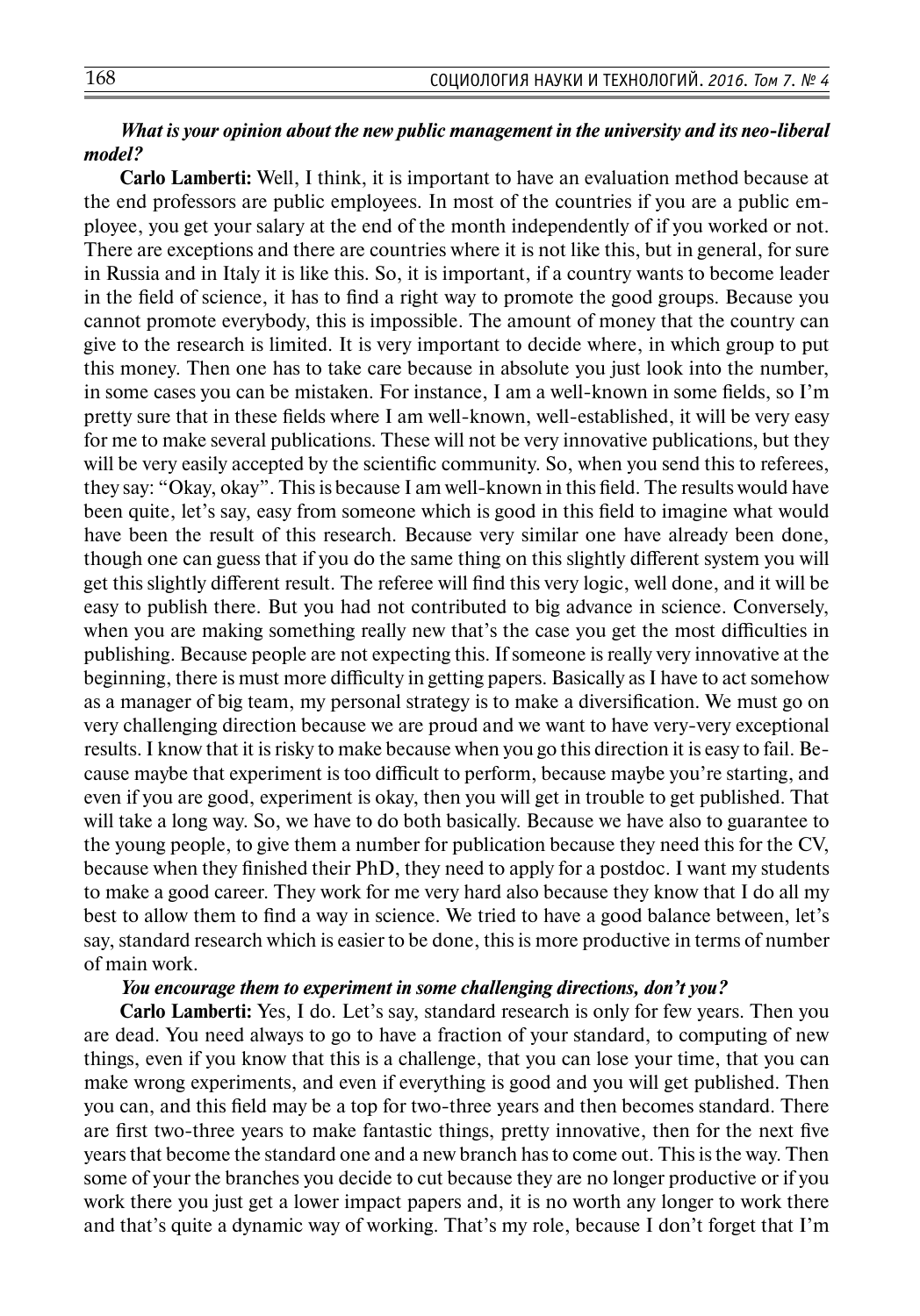***What is your opinion about the new public management in the university and its neo-liberal model?***

**Carlo Lamberti:** Well, I think, it is important to have an evaluation method because at the end professors are public employees. In most of the countries if you are a public employee, you get your salary at the end of the month independently of if you worked or not. There are exceptions and there are countries where it is not like this, but in general, for sure in Russia and in Italy it is like this. So, it is important, if a country wants to become leader in the field of science, it has to find a right way to promote the good groups. Because you cannot promote everybody, this is impossible. The amount of money that the country can give to the research is limited. It is very important to decide where, in which group to put this money. Then one has to take care because in absolute you just look into the number, in some cases you can be mistaken. For instance, I am a well-known in some fields, so I'm pretty sure that in these fields where I am well-known, well-established, it will be very easy for me to make several publications. These will not be very innovative publications, but they will be very easily accepted by the scientific community. So, when you send this to referees, they say: "Okay, okay". This is because I am well-known in this field. The results would have been quite, let's say, easy from someone which is good in this field to imagine what would have been the result of this research. Because very similar one have already been done, though one can guess that if you do the same thing on this slightly different system you will get this slightly different result. The referee will find this very logic, well done, and it will be easy to publish there. But you had not contributed to big advance in science. Conversely, when you are making something really new that's the case you get the most difficulties in publishing. Because people are not expecting this. If someone is really very innovative at the beginning, there is must more difficulty in getting papers. Basically as I have to act somehow as a manager of big team, my personal strategy is to make a diversification. We must go on very challenging direction because we are proud and we want to have very-very exceptional results. I know that it is risky to make because when you go this direction it is easy to fail. Because maybe that experiment is too difficult to perform, because maybe you're starting, and even if you are good, experiment is okay, then you will get in trouble to get published. That will take a long way. So, we have to do both basically. Because we have also to guarantee to the young people, to give them a number for publication because they need this for the CV, because when they finished their PhD, they need to apply for a postdoc. I want my students to make a good career. They work for me very hard also because they know that I do all my best to allow them to find a way in science. We tried to have a good balance between, let's say, standard research which is easier to be done, this is more productive in terms of number of main work.

***You encourage them to experiment in some challenging directions, don't you?***

**Carlo Lamberti:** Yes, I do. Let's say, standard research is only for few years. Then you are dead. You need always to go to have a fraction of your standard, to computing of new things, even if you know that this is a challenge, that you can lose your time, that you can make wrong experiments, and even if everything is good and you will get published. Then you can, and this field may be a top for two-three years and then becomes standard. There are first two-three years to make fantastic things, pretty innovative, then for the next five years that become the standard one and a new branch has to come out. This is the way. Then some of your the branches you decide to cut because they are no longer productive or if you work there you just get a lower impact papers and, it is no worth any longer to work there and that's quite a dynamic way of working. That's my role, because I don't forget that I'm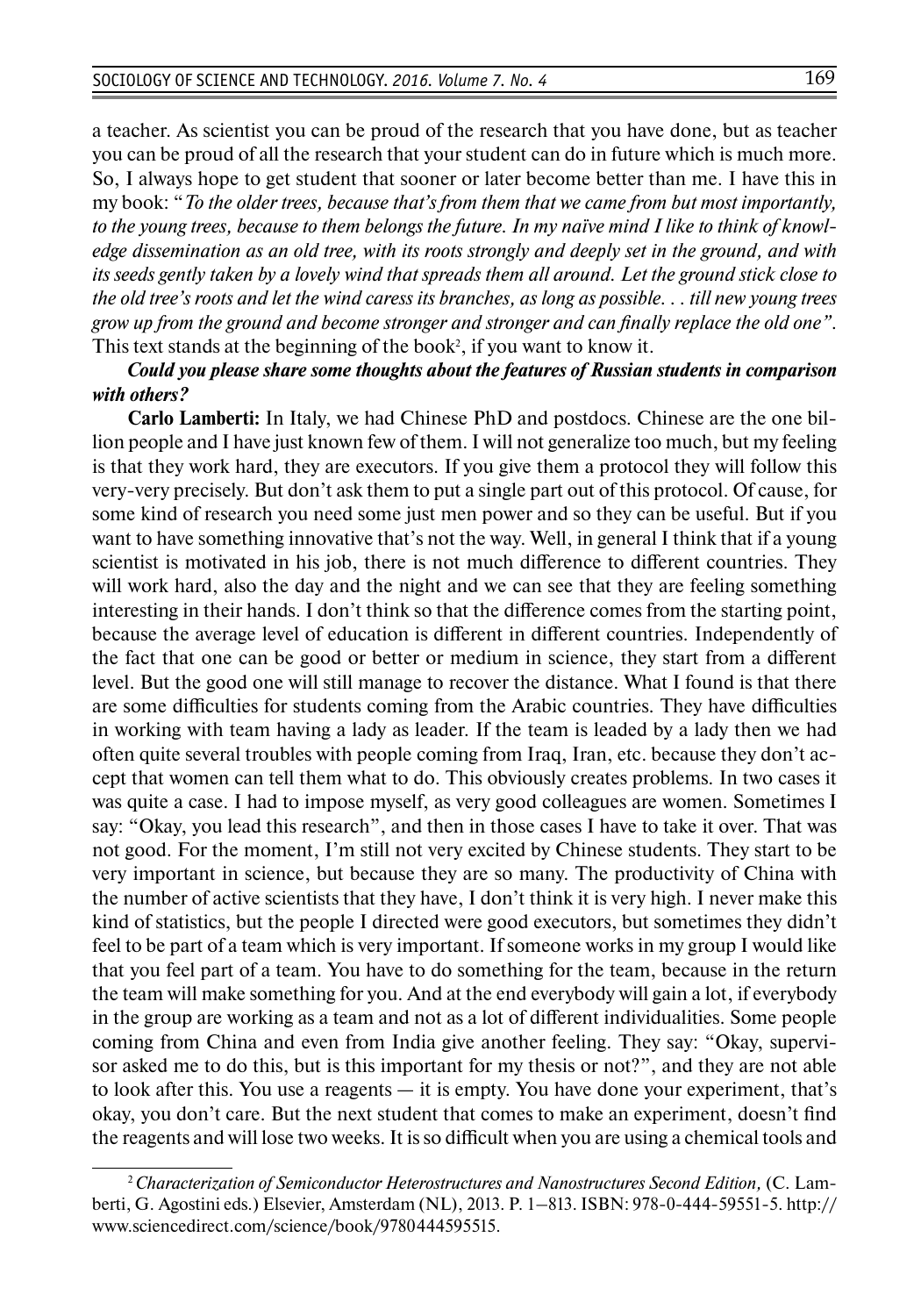a teacher. As scientist you can be proud of the research that you have done, but as teacher you can be proud of all the research that your student can do in future which is much more. So, I always hope to get student that sooner or later become better than me. I have this in my book: "*To the older trees, because that's from them that we came from but most importantly, to the young trees, because to them belongs the future. In my naïve mind I like to think of knowledge dissemination as an old tree, with its roots strongly and deeply set in the ground, and with its seeds gently taken by a lovely wind that spreads them all around. Let the ground stick close to the old tree's roots and let the wind caress its branches, as long as possible. . . till new young trees grow up from the ground and become stronger and stronger and can finally replace the old one*". This text stands at the beginning of the book[2], if you want to know it.

***Could you please share some thoughts about the features of Russian students in comparison with others?***

**Carlo Lamberti:** In Italy, we had Chinese PhD and postdocs. Chinese are the one billion people and I have just known few of them. I will not generalize too much, but my feeling is that they work hard, they are executors. If you give them a protocol they will follow this very-very precisely. But don't ask them to put a single part out of this protocol. Of cause, for some kind of research you need some just men power and so they can be useful. But if you want to have something innovative that's not the way. Well, in general I think that if a young scientist is motivated in his job, there is not much difference to different countries. They will work hard, also the day and the night and we can see that they are feeling something interesting in their hands. I don't think so that the difference comes from the starting point, because the average level of education is different in different countries. Independently of the fact that one can be good or better or medium in science, they start from a different level. But the good one will still manage to recover the distance. What I found is that there are some difficulties for students coming from the Arabic countries. They have difficulties in working with team having a lady as leader. If the team is leaded by a lady then we had often quite several troubles with people coming from Iraq, Iran, etc. because they don't accept that women can tell them what to do. This obviously creates problems. In two cases it was quite a case. I had to impose myself, as very good colleagues are women. Sometimes I say: "Okay, you lead this research", and then in those cases I have to take it over. That was not good. For the moment, I'm still not very excited by Chinese students. They start to be very important in science, but because they are so many. The productivity of China with the number of active scientists that they have, I don't think it is very high. I never make this kind of statistics, but the people I directed were good executors, but sometimes they didn't feel to be part of a team which is very important. If someone works in my group I would like that you feel part of a team. You have to do something for the team, because in the return the team will make something for you. And at the end everybody will gain a lot, if everybody in the group are working as a team and not as a lot of different individualities. Some people coming from China and even from India give another feeling. They say: "Okay, supervisor asked me to do this, but is this important for my thesis or not?", and they are not able to look after this. You use a reagents — it is empty. You have done your experiment, that's okay, you don't care. But the next student that comes to make an experiment, doesn't find the reagents and will lose two weeks. It is so difficult when you are using a chemical tools and

[2] *Characterization of Semiconductor Heterostructures and Nanostructures Second Edition,* (C. Lamberti, G. Agostini eds.) Elsevier, Amsterdam (NL), 2013. P. 1–813. ISBN: 978-0-444-59551-5. http://www.sciencedirect.com/science/book/9780444595515.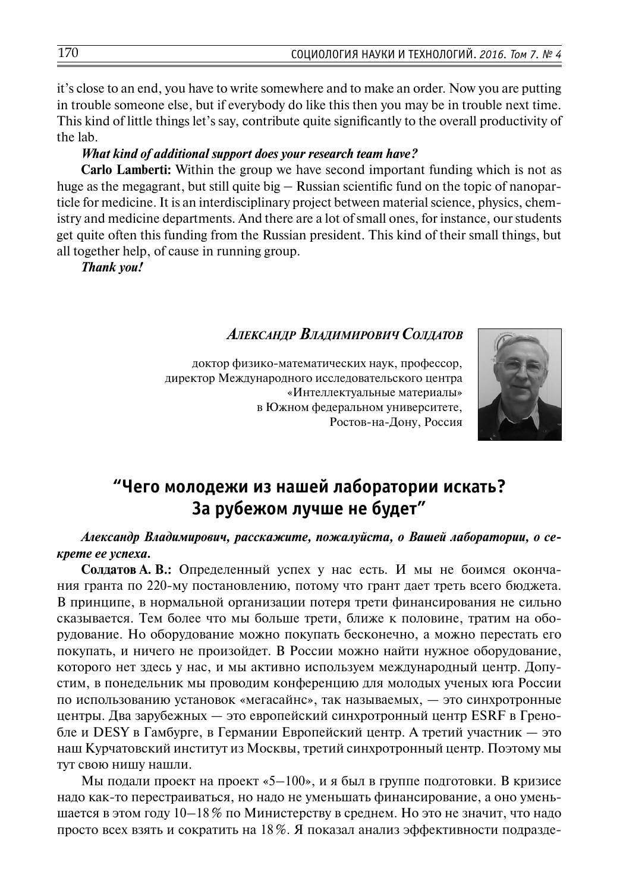it's close to an end, you have to write somewhere and to make an order. Now you are putting in trouble someone else, but if everybody do like this then you may be in trouble next time. This kind of little things let's say, contribute quite significantly to the overall productivity of the lab.

***What kind of additional support does your research team have?***

**Carlo Lamberti:** Within the group we have second important funding which is not as huge as the megagrant, but still quite big – Russian scientific fund on the topic of nanoparticle for medicine. It is an interdisciplinary project between material science, physics, chemistry and medicine departments. And there are a lot of small ones, for instance, our students get quite often this funding from the Russian president. This kind of their small things, but all together help, of cause in running group.

***Thank you!***

### *Александр Владимирович Солдатов*

доктор физико-математических наук, профессор,
директор Международного исследовательского центра
«Интеллектуальные материалы»
в Южном федеральном университете,
Ростов-на-Дону, Россия

## "Чего молодежи из нашей лаборатории искать? За рубежом лучше не будет"

***Александр Владимирович, расскажите, пожалуйста, о Вашей лаборатории, о секрете ее успеха.***

**Солдатов А. В.:** Определенный успех у нас есть. И мы не боимся окончания гранта по 220-му постановлению, потому что грант дает треть всего бюджета. В принципе, в нормальной организации потеря трети финансирования не сильно сказывается. Тем более что мы больше трети, ближе к половине, тратим на оборудование. Но оборудование можно покупать бесконечно, а можно перестать его покупать, и ничего не произойдет. В России можно найти нужное оборудование, которого нет здесь у нас, и мы активно используем международный центр. Допустим, в понедельник мы проводим конференцию для молодых ученых юга России по использованию установок «мегасайнс», так называемых, — это синхротронные центры. Два зарубежных — это европейский синхротронный центр ESRF в Гренобле и DESY в Гамбурге, в Германии Европейский центр. А третий участник — это наш Курчатовский институт из Москвы, третий синхротронный центр. Поэтому мы тут свою нишу нашли.

Мы подали проект на проект «5–100», и я был в группе подготовки. В кризисе надо как-то перестраиваться, но надо не уменьшать финансирование, а оно уменьшается в этом году 10–18% по Министерству в среднем. Но это не значит, что надо просто всех взять и сократить на 18%. Я показал анализ эффективности подразде-